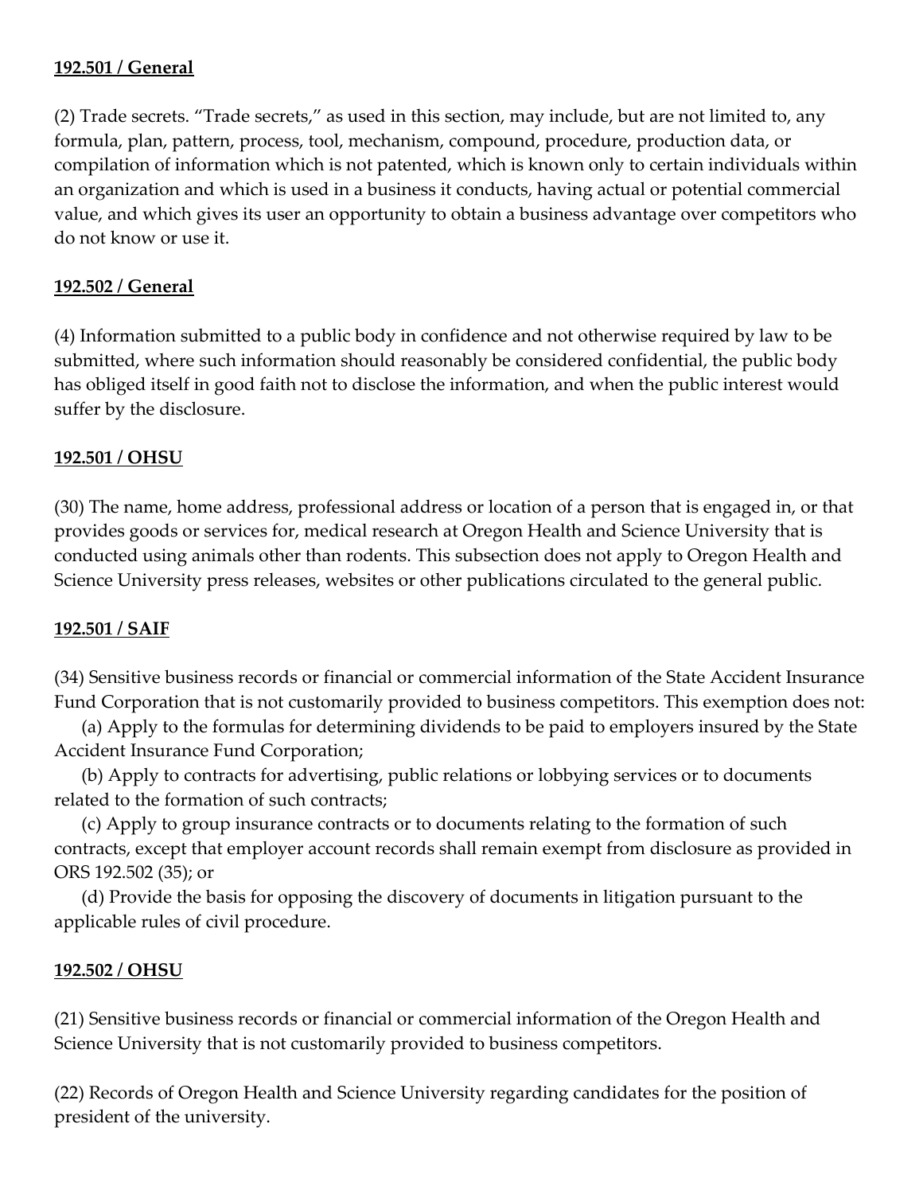**<u>192.501 / General</u>**

(2) Trade secrets. "Trade secrets," as used in this section, may include, but are not limited to, any formula, plan, pattern, process, tool, mechanism, compound, procedure, production data, or compilation of information which is not patented, which is known only to certain individuals within an organization and which is used in a business it conducts, having actual or potential commercial value, and which gives its user an opportunity to obtain a business advantage over competitors who do not know or use it.

**<u>192.502 / General</u>**

(4) Information submitted to a public body in confidence and not otherwise required by law to be submitted, where such information should reasonably be considered confidential, the public body has obliged itself in good faith not to disclose the information, and when the public interest would suffer by the disclosure.

**<u>192.501 / OHSU</u>**

(30) The name, home address, professional address or location of a person that is engaged in, or that provides goods or services for, medical research at Oregon Health and Science University that is conducted using animals other than rodents. This subsection does not apply to Oregon Health and Science University press releases, websites or other publications circulated to the general public.

**<u>192.501 / SAIF</u>**

(34) Sensitive business records or financial or commercial information of the State Accident Insurance Fund Corporation that is not customarily provided to business competitors. This exemption does not:

(a) Apply to the formulas for determining dividends to be paid to employers insured by the State Accident Insurance Fund Corporation;

(b) Apply to contracts for advertising, public relations or lobbying services or to documents related to the formation of such contracts;

(c) Apply to group insurance contracts or to documents relating to the formation of such contracts, except that employer account records shall remain exempt from disclosure as provided in ORS 192.502 (35); or

(d) Provide the basis for opposing the discovery of documents in litigation pursuant to the applicable rules of civil procedure.

**<u>192.502 / OHSU</u>**

(21) Sensitive business records or financial or commercial information of the Oregon Health and Science University that is not customarily provided to business competitors.

(22) Records of Oregon Health and Science University regarding candidates for the position of president of the university.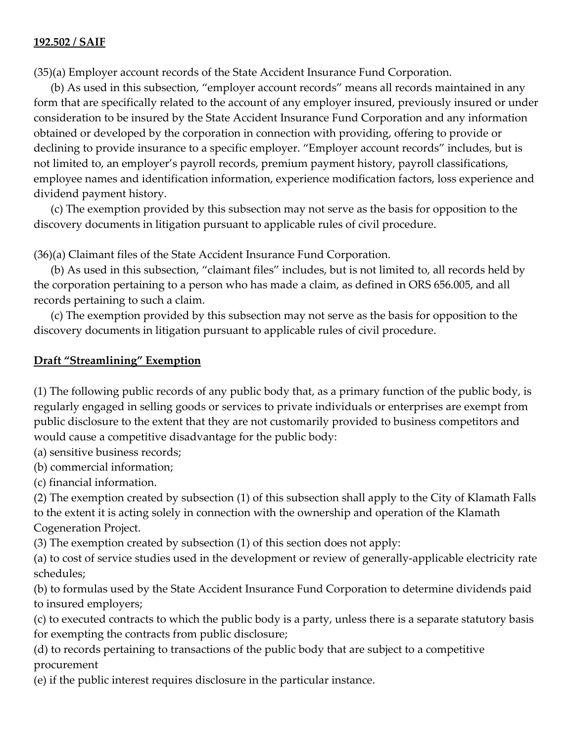**192.502 / SAIF**

(35)(a) Employer account records of the State Accident Insurance Fund Corporation.

(b) As used in this subsection, "employer account records" means all records maintained in any form that are specifically related to the account of any employer insured, previously insured or under consideration to be insured by the State Accident Insurance Fund Corporation and any information obtained or developed by the corporation in connection with providing, offering to provide or declining to provide insurance to a specific employer. "Employer account records" includes, but is not limited to, an employer's payroll records, premium payment history, payroll classifications, employee names and identification information, experience modification factors, loss experience and dividend payment history.

(c) The exemption provided by this subsection may not serve as the basis for opposition to the discovery documents in litigation pursuant to applicable rules of civil procedure.

(36)(a) Claimant files of the State Accident Insurance Fund Corporation.

(b) As used in this subsection, "claimant files" includes, but is not limited to, all records held by the corporation pertaining to a person who has made a claim, as defined in ORS 656.005, and all records pertaining to such a claim.

(c) The exemption provided by this subsection may not serve as the basis for opposition to the discovery documents in litigation pursuant to applicable rules of civil procedure.

**Draft "Streamlining" Exemption**

(1) The following public records of any public body that, as a primary function of the public body, is regularly engaged in selling goods or services to private individuals or enterprises are exempt from public disclosure to the extent that they are not customarily provided to business competitors and would cause a competitive disadvantage for the public body:
(a) sensitive business records;
(b) commercial information;
(c) financial information.
(2) The exemption created by subsection (1) of this subsection shall apply to the City of Klamath Falls to the extent it is acting solely in connection with the ownership and operation of the Klamath Cogeneration Project.
(3) The exemption created by subsection (1) of this section does not apply:
(a) to cost of service studies used in the development or review of generally-applicable electricity rate schedules;
(b) to formulas used by the State Accident Insurance Fund Corporation to determine dividends paid to insured employers;
(c) to executed contracts to which the public body is a party, unless there is a separate statutory basis for exempting the contracts from public disclosure;
(d) to records pertaining to transactions of the public body that are subject to a competitive procurement
(e) if the public interest requires disclosure in the particular instance.